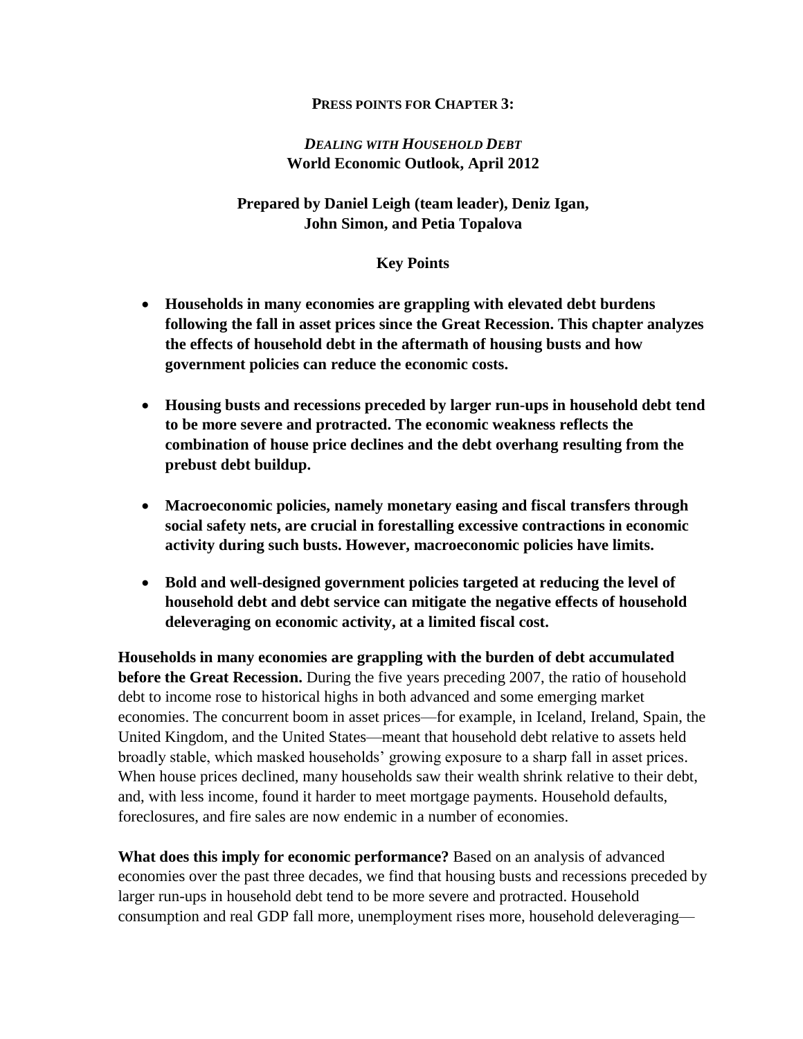**PRESS POINTS FOR CHAPTER 3:**

***DEALING WITH HOUSEHOLD DEBT***
**World Economic Outlook, April 2012**

**Prepared by Daniel Leigh (team leader), Deniz Igan, John Simon, and Petia Topalova**

**Key Points**

- **Households in many economies are grappling with elevated debt burdens following the fall in asset prices since the Great Recession. This chapter analyzes the effects of household debt in the aftermath of housing busts and how government policies can reduce the economic costs.**
- **Housing busts and recessions preceded by larger run-ups in household debt tend to be more severe and protracted. The economic weakness reflects the combination of house price declines and the debt overhang resulting from the prebust debt buildup.**
- **Macroeconomic policies, namely monetary easing and fiscal transfers through social safety nets, are crucial in forestalling excessive contractions in economic activity during such busts. However, macroeconomic policies have limits.**
- **Bold and well-designed government policies targeted at reducing the level of household debt and debt service can mitigate the negative effects of household deleveraging on economic activity, at a limited fiscal cost.**

**Households in many economies are grappling with the burden of debt accumulated before the Great Recession.** During the five years preceding 2007, the ratio of household debt to income rose to historical highs in both advanced and some emerging market economies. The concurrent boom in asset prices—for example, in Iceland, Ireland, Spain, the United Kingdom, and the United States—meant that household debt relative to assets held broadly stable, which masked households' growing exposure to a sharp fall in asset prices. When house prices declined, many households saw their wealth shrink relative to their debt, and, with less income, found it harder to meet mortgage payments. Household defaults, foreclosures, and fire sales are now endemic in a number of economies.

**What does this imply for economic performance?** Based on an analysis of advanced economies over the past three decades, we find that housing busts and recessions preceded by larger run-ups in household debt tend to be more severe and protracted. Household consumption and real GDP fall more, unemployment rises more, household deleveraging—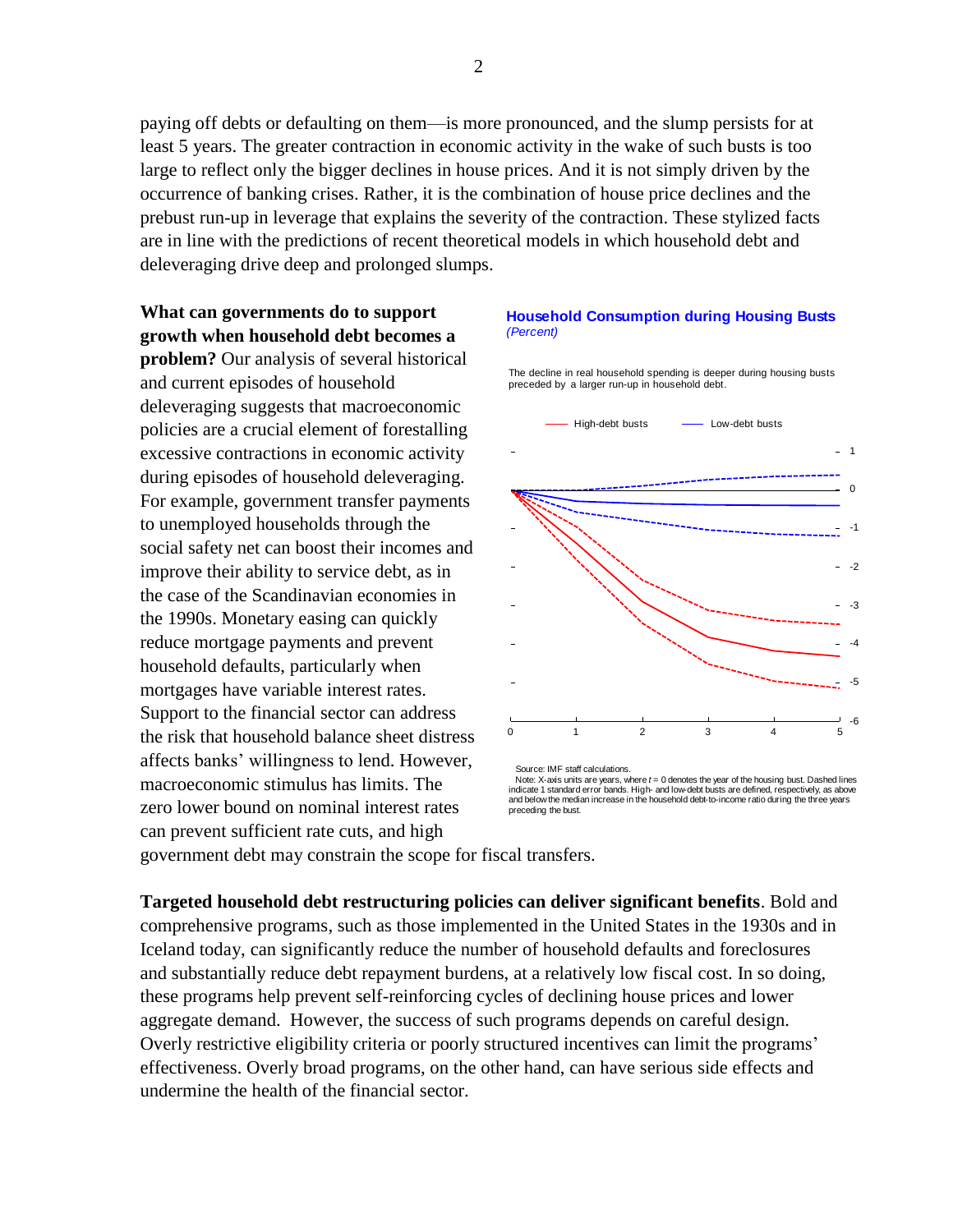paying off debts or defaulting on them—is more pronounced, and the slump persists for at least 5 years. The greater contraction in economic activity in the wake of such busts is too large to reflect only the bigger declines in house prices. And it is not simply driven by the occurrence of banking crises. Rather, it is the combination of house price declines and the prebust run-up in leverage that explains the severity of the contraction. These stylized facts are in line with the predictions of recent theoretical models in which household debt and deleveraging drive deep and prolonged slumps.

**What can governments do to support growth when household debt becomes a problem?** Our analysis of several historical and current episodes of household deleveraging suggests that macroeconomic policies are a crucial element of forestalling excessive contractions in economic activity during episodes of household deleveraging. For example, government transfer payments to unemployed households through the social safety net can boost their incomes and improve their ability to service debt, as in the case of the Scandinavian economies in the 1990s. Monetary easing can quickly reduce mortgage payments and prevent household defaults, particularly when mortgages have variable interest rates. Support to the financial sector can address the risk that household balance sheet distress affects banks' willingness to lend. However, macroeconomic stimulus has limits. The zero lower bound on nominal interest rates can prevent sufficient rate cuts, and high government debt may constrain the scope for fiscal transfers.

**Household Consumption during Housing Busts**
*(Percent)*

The decline in real household spending is deeper during housing busts preceded by a larger run-up in household debt.

High-debt busts
Low-debt busts

1
0
-1
-2
-3
-4
-5
-6

0 1 2 3 4 5

Source: IMF staff calculations.
Note: X-axis units are years, where $t = 0$ denotes the year of the housing bust. Dashed lines indicate 1 standard error bands. High- and low-debt busts are defined, respectively, as above and below the median increase in the household debt-to-income ratio during the three years preceding the bust.

**Targeted household debt restructuring policies can deliver significant benefits**. Bold and comprehensive programs, such as those implemented in the United States in the 1930s and in Iceland today, can significantly reduce the number of household defaults and foreclosures and substantially reduce debt repayment burdens, at a relatively low fiscal cost. In so doing, these programs help prevent self-reinforcing cycles of declining house prices and lower aggregate demand. However, the success of such programs depends on careful design. Overly restrictive eligibility criteria or poorly structured incentives can limit the programs' effectiveness. Overly broad programs, on the other hand, can have serious side effects and undermine the health of the financial sector.